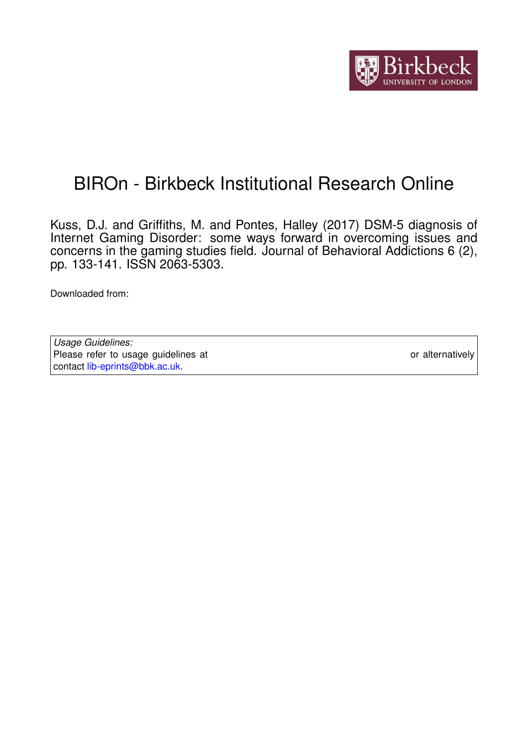# BIROn - Birkbeck Institutional Research Online

Kuss, D.J. and Griffiths, M. and Pontes, Halley (2017) DSM-5 diagnosis of Internet Gaming Disorder: some ways forward in overcoming issues and concerns in the gaming studies field. Journal of Behavioral Addictions 6 (2), pp. 133-141. ISSN 2063-5303.

Downloaded from:

*Usage Guidelines:*
Please refer to usage guidelines at or alternatively contact lib-eprints@bbk.ac.uk.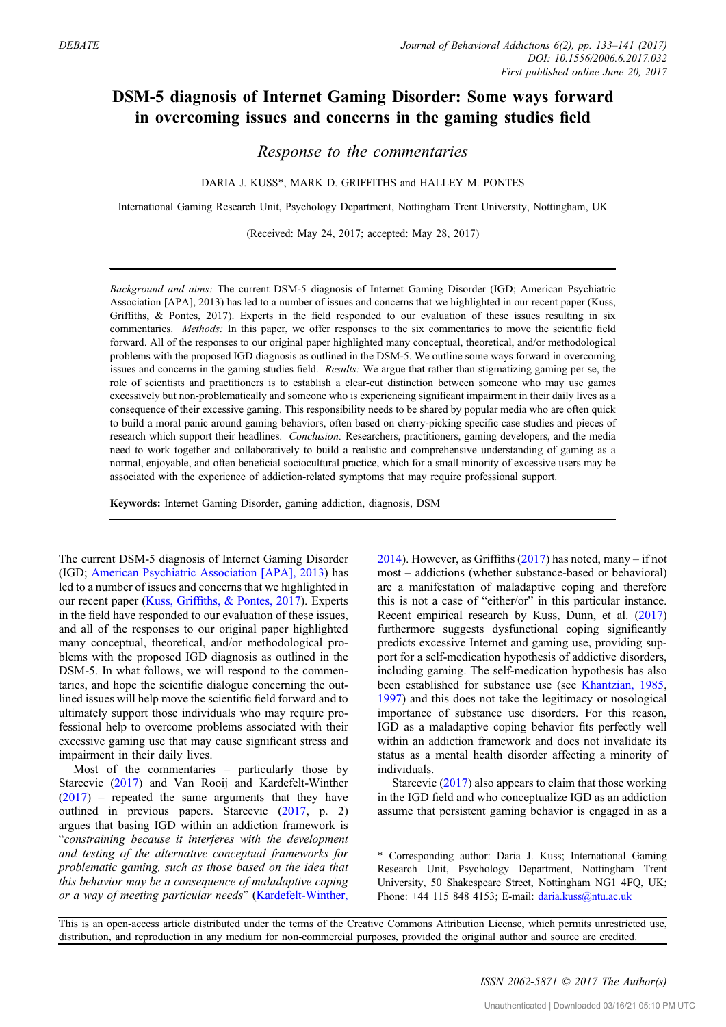DEBATE

# DSM-5 diagnosis of Internet Gaming Disorder: Some ways forward in overcoming issues and concerns in the gaming studies field

## *Response to the commentaries*

DARIA J. KUSS*, MARK D. GRIFFITHS and HALLEY M. PONTES

International Gaming Research Unit, Psychology Department, Nottingham Trent University, Nottingham, UK

(Received: May 24, 2017; accepted: May 28, 2017)

*Background and aims:* The current DSM-5 diagnosis of Internet Gaming Disorder (IGD; American Psychiatric Association [APA], 2013) has led to a number of issues and concerns that we highlighted in our recent paper (Kuss, Griffiths, & Pontes, 2017). Experts in the field responded to our evaluation of these issues resulting in six commentaries. *Methods:* In this paper, we offer responses to the six commentaries to move the scientific field forward. All of the responses to our original paper highlighted many conceptual, theoretical, and/or methodological problems with the proposed IGD diagnosis as outlined in the DSM-5. We outline some ways forward in overcoming issues and concerns in the gaming studies field. *Results:* We argue that rather than stigmatizing gaming per se, the role of scientists and practitioners is to establish a clear-cut distinction between someone who may use games excessively but non-problematically and someone who is experiencing significant impairment in their daily lives as a consequence of their excessive gaming. This responsibility needs to be shared by popular media who are often quick to build a moral panic around gaming behaviors, often based on cherry-picking specific case studies and pieces of research which support their headlines. *Conclusion:* Researchers, practitioners, gaming developers, and the media need to work together and collaboratively to build a realistic and comprehensive understanding of gaming as a normal, enjoyable, and often beneficial sociocultural practice, which for a small minority of excessive users may be associated with the experience of addiction-related symptoms that may require professional support.

**Keywords:** Internet Gaming Disorder, gaming addiction, diagnosis, DSM

The current DSM-5 diagnosis of Internet Gaming Disorder (IGD; American Psychiatric Association [APA], 2013) has led to a number of issues and concerns that we highlighted in our recent paper (Kuss, Griffiths, & Pontes, 2017). Experts in the field have responded to our evaluation of these issues, and all of the responses to our original paper highlighted many conceptual, theoretical, and/or methodological problems with the proposed IGD diagnosis as outlined in the DSM-5. In what follows, we will respond to the commentaries, and hope the scientific dialogue concerning the outlined issues will help move the scientific field forward and to ultimately support those individuals who may require professional help to overcome problems associated with their excessive gaming use that may cause significant stress and impairment in their daily lives.

Most of the commentaries – particularly those by Starcevic (2017) and Van Rooij and Kardefelt-Winther (2017) – repeated the same arguments that they have outlined in previous papers. Starcevic (2017, p. 2) argues that basing IGD within an addiction framework is "*constraining because it interferes with the development and testing of the alternative conceptual frameworks for problematic gaming, such as those based on the idea that this behavior may be a consequence of maladaptive coping or a way of meeting particular needs*" (Kardefelt-Winther, 2014). However, as Griffiths (2017) has noted, many – if not most – addictions (whether substance-based or behavioral) are a manifestation of maladaptive coping and therefore this is not a case of "either/or" in this particular instance. Recent empirical research by Kuss, Dunn, et al. (2017) furthermore suggests dysfunctional coping significantly predicts excessive Internet and gaming use, providing support for a self-medication hypothesis of addictive disorders, including gaming. The self-medication hypothesis has also been established for substance use (see Khantzian, 1985, 1997) and this does not take the legitimacy or nosological importance of substance use disorders. For this reason, IGD as a maladaptive coping behavior fits perfectly well within an addiction framework and does not invalidate its status as a mental health disorder affecting a minority of individuals.

Starcevic (2017) also appears to claim that those working in the IGD field and who conceptualize IGD as an addiction assume that persistent gaming behavior is engaged in as a

* Corresponding author: Daria J. Kuss; International Gaming Research Unit, Psychology Department, Nottingham Trent University, 50 Shakespeare Street, Nottingham NG1 4FQ, UK; Phone: +44 115 848 4153; E-mail: daria.kuss@ntu.ac.uk

This is an open-access article distributed under the terms of the Creative Commons Attribution License, which permits unrestricted use, distribution, and reproduction in any medium for non-commercial purposes, provided the original author and source are credited.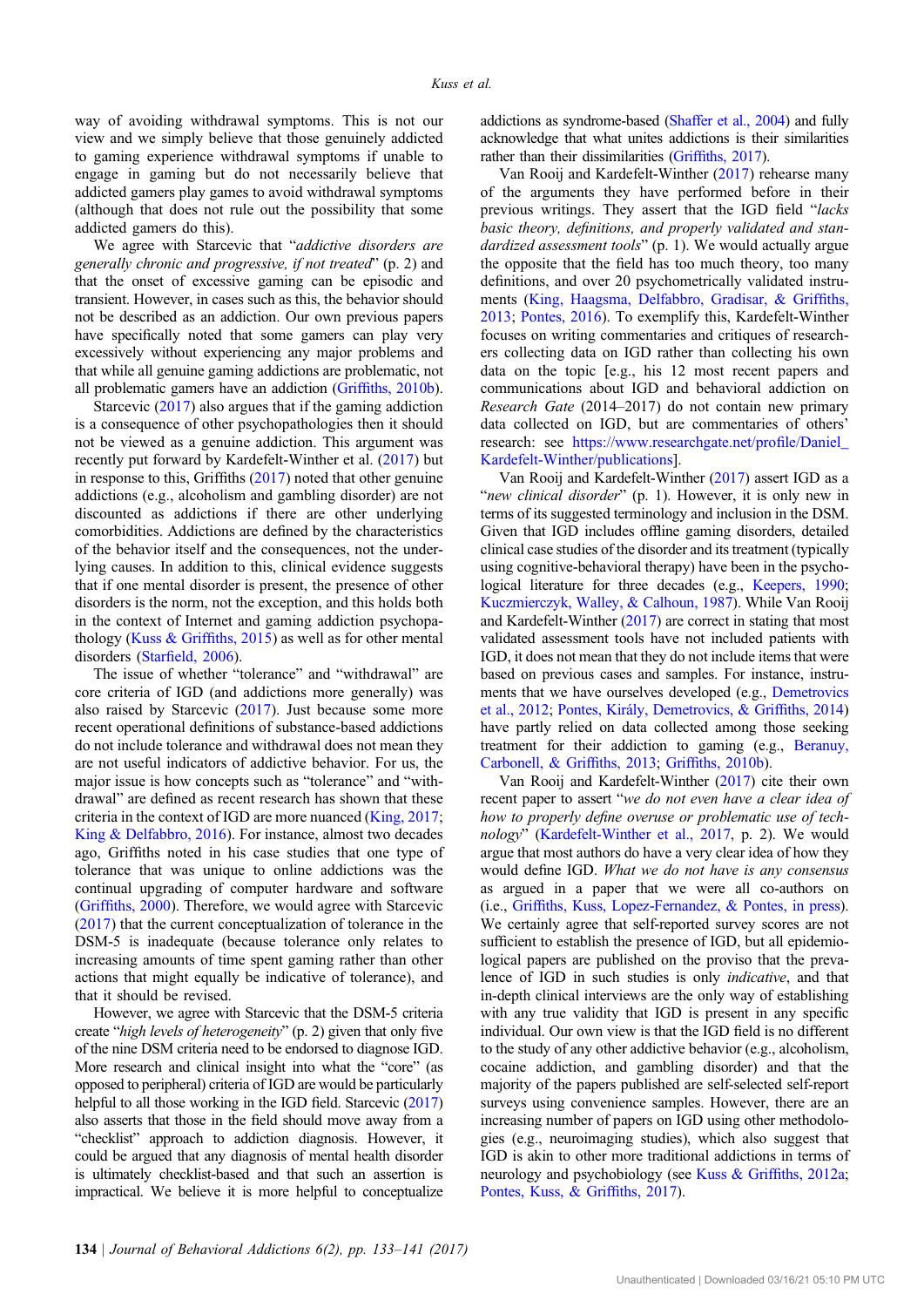way of avoiding withdrawal symptoms. This is not our view and we simply believe that those genuinely addicted to gaming experience withdrawal symptoms if unable to engage in gaming but do not necessarily believe that addicted gamers play games to avoid withdrawal symptoms (although that does not rule out the possibility that some addicted gamers do this).

We agree with Starcevic that "*addictive disorders are generally chronic and progressive, if not treated*" (p. 2) and that the onset of excessive gaming can be episodic and transient. However, in cases such as this, the behavior should not be described as an addiction. Our own previous papers have specifically noted that some gamers can play very excessively without experiencing any major problems and that while all genuine gaming addictions are problematic, not all problematic gamers have an addiction (Griffiths, 2010b).

Starcevic (2017) also argues that if the gaming addiction is a consequence of other psychopathologies then it should not be viewed as a genuine addiction. This argument was recently put forward by Kardefelt-Winther et al. (2017) but in response to this, Griffiths (2017) noted that other genuine addictions (e.g., alcoholism and gambling disorder) are not discounted as addictions if there are other underlying comorbidities. Addictions are defined by the characteristics of the behavior itself and the consequences, not the underlying causes. In addition to this, clinical evidence suggests that if one mental disorder is present, the presence of other disorders is the norm, not the exception, and this holds both in the context of Internet and gaming addiction psychopathology (Kuss & Griffiths, 2015) as well as for other mental disorders (Starfield, 2006).

The issue of whether "tolerance" and "withdrawal" are core criteria of IGD (and addictions more generally) was also raised by Starcevic (2017). Just because some more recent operational definitions of substance-based addictions do not include tolerance and withdrawal does not mean they are not useful indicators of addictive behavior. For us, the major issue is how concepts such as "tolerance" and "withdrawal" are defined as recent research has shown that these criteria in the context of IGD are more nuanced (King, 2017; King & Delfabbro, 2016). For instance, almost two decades ago, Griffiths noted in his case studies that one type of tolerance that was unique to online addictions was the continual upgrading of computer hardware and software (Griffiths, 2000). Therefore, we would agree with Starcevic (2017) that the current conceptualization of tolerance in the DSM-5 is inadequate (because tolerance only relates to increasing amounts of time spent gaming rather than other actions that might equally be indicative of tolerance), and that it should be revised.

However, we agree with Starcevic that the DSM-5 criteria create "*high levels of heterogeneity*" (p. 2) given that only five of the nine DSM criteria need to be endorsed to diagnose IGD. More research and clinical insight into what the "core" (as opposed to peripheral) criteria of IGD are would be particularly helpful to all those working in the IGD field. Starcevic (2017) also asserts that those in the field should move away from a "checklist" approach to addiction diagnosis. However, it could be argued that any diagnosis of mental health disorder is ultimately checklist-based and that such an assertion is impractical. We believe it is more helpful to conceptualize addictions as syndrome-based (Shaffer et al., 2004) and fully acknowledge that what unites addictions is their similarities rather than their dissimilarities (Griffiths, 2017).

Van Rooij and Kardefelt-Winther (2017) rehearse many of the arguments they have performed before in their previous writings. They assert that the IGD field "*lacks basic theory, definitions, and properly validated and standardized assessment tools*" (p. 1). We would actually argue the opposite that the field has too much theory, too many definitions, and over 20 psychometrically validated instruments (King, Haagsma, Delfabbro, Gradisar, & Griffiths, 2013; Pontes, 2016). To exemplify this, Kardefelt-Winther focuses on writing commentaries and critiques of researchers collecting data on IGD rather than collecting his own data on the topic [e.g., his 12 most recent papers and communications about IGD and behavioral addiction on *Research Gate* (2014–2017) do not contain new primary data collected on IGD, but are commentaries of others' research: see https://www.researchgate.net/profile/Daniel_Kardefelt-Winther/publications].

Van Rooij and Kardefelt-Winther (2017) assert IGD as a "*new clinical disorder*" (p. 1). However, it is only new in terms of its suggested terminology and inclusion in the DSM. Given that IGD includes offline gaming disorders, detailed clinical case studies of the disorder and its treatment (typically using cognitive-behavioral therapy) have been in the psychological literature for three decades (e.g., Keepers, 1990; Kuczmierczyk, Walley, & Calhoun, 1987). While Van Rooij and Kardefelt-Winther (2017) are correct in stating that most validated assessment tools have not included patients with IGD, it does not mean that they do not include items that were based on previous cases and samples. For instance, instruments that we have ourselves developed (e.g., Demetrovics et al., 2012; Pontes, Király, Demetrovics, & Griffiths, 2014) have partly relied on data collected among those seeking treatment for their addiction to gaming (e.g., Beranuy, Carbonell, & Griffiths, 2013; Griffiths, 2010b).

Van Rooij and Kardefelt-Winther (2017) cite their own recent paper to assert "*we do not even have a clear idea of how to properly define overuse or problematic use of technology*" (Kardefelt-Winther et al., 2017, p. 2). We would argue that most authors do have a very clear idea of how they would define IGD. *What we do not have is any consensus* as argued in a paper that we were all co-authors on (i.e., Griffiths, Kuss, Lopez-Fernandez, & Pontes, in press). We certainly agree that self-reported survey scores are not sufficient to establish the presence of IGD, but all epidemiological papers are published on the proviso that the prevalence of IGD in such studies is only *indicative*, and that in-depth clinical interviews are the only way of establishing with any true validity that IGD is present in any specific individual. Our own view is that the IGD field is no different to the study of any other addictive behavior (e.g., alcoholism, cocaine addiction, and gambling disorder) and that the majority of the papers published are self-selected self-report surveys using convenience samples. However, there are an increasing number of papers on IGD using other methodologies (e.g., neuroimaging studies), which also suggest that IGD is akin to other more traditional addictions in terms of neurology and psychobiology (see Kuss & Griffiths, 2012a; Pontes, Kuss, & Griffiths, 2017).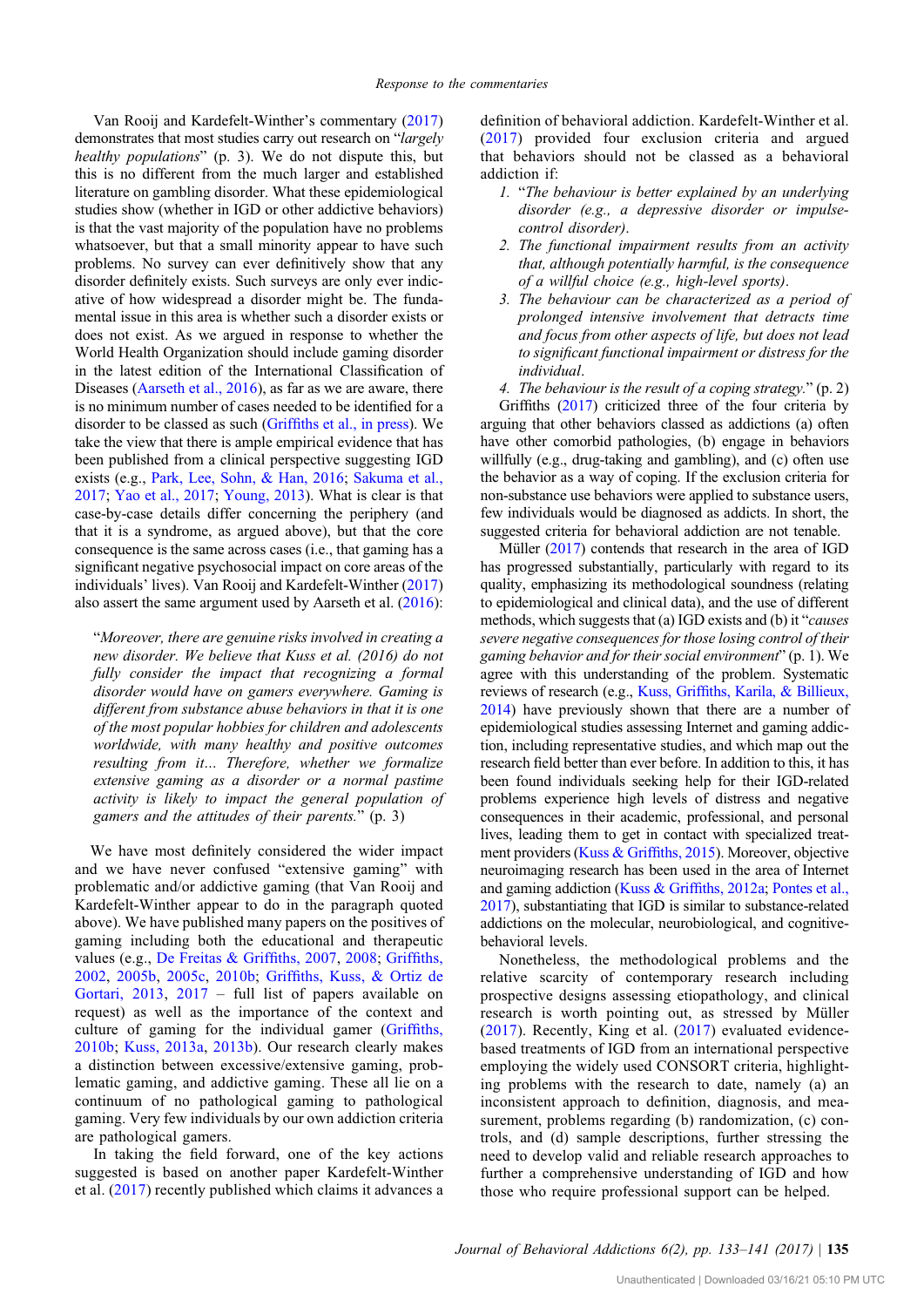Van Rooij and Kardefelt-Winther's commentary (2017) demonstrates that most studies carry out research on "*largely healthy populations*" (p. 3). We do not dispute this, but this is no different from the much larger and established literature on gambling disorder. What these epidemiological studies show (whether in IGD or other addictive behaviors) is that the vast majority of the population have no problems whatsoever, but that a small minority appear to have such problems. No survey can ever definitively show that any disorder definitely exists. Such surveys are only ever indicative of how widespread a disorder might be. The fundamental issue in this area is whether such a disorder exists or does not exist. As we argued in response to whether the World Health Organization should include gaming disorder in the latest edition of the International Classification of Diseases (Aarseth et al., 2016), as far as we are aware, there is no minimum number of cases needed to be identified for a disorder to be classed as such (Griffiths et al., in press). We take the view that there is ample empirical evidence that has been published from a clinical perspective suggesting IGD exists (e.g., Park, Lee, Sohn, & Han, 2016; Sakuma et al., 2017; Yao et al., 2017; Young, 2013). What is clear is that case-by-case details differ concerning the periphery (and that it is a syndrome, as argued above), but that the core consequence is the same across cases (i.e., that gaming has a significant negative psychosocial impact on core areas of the individuals' lives). Van Rooij and Kardefelt-Winther (2017) also assert the same argument used by Aarseth et al. (2016):

> "*Moreover, there are genuine risks involved in creating a new disorder. We believe that Kuss et al. (2016) do not fully consider the impact that recognizing a formal disorder would have on gamers everywhere. Gaming is different from substance abuse behaviors in that it is one of the most popular hobbies for children and adolescents worldwide, with many healthy and positive outcomes resulting from it... Therefore, whether we formalize extensive gaming as a disorder or a normal pastime activity is likely to impact the general population of gamers and the attitudes of their parents.*" (p. 3)

We have most definitely considered the wider impact and we have never confused "extensive gaming" with problematic and/or addictive gaming (that Van Rooij and Kardefelt-Winther appear to do in the paragraph quoted above). We have published many papers on the positives of gaming including both the educational and therapeutic values (e.g., De Freitas & Griffiths, 2007, 2008; Griffiths, 2002, 2005b, 2005c, 2010b; Griffiths, Kuss, & Ortiz de Gortari, 2013, 2017 – full list of papers available on request) as well as the importance of the context and culture of gaming for the individual gamer (Griffiths, 2010b; Kuss, 2013a, 2013b). Our research clearly makes a distinction between excessive/extensive gaming, problematic gaming, and addictive gaming. These all lie on a continuum of no pathological gaming to pathological gaming. Very few individuals by our own addiction criteria are pathological gamers.

In taking the field forward, one of the key actions suggested is based on another paper Kardefelt-Winther et al. (2017) recently published which claims it advances a definition of behavioral addiction. Kardefelt-Winther et al. (2017) provided four exclusion criteria and argued that behaviors should not be classed as a behavioral addiction if:

1. "*The behaviour is better explained by an underlying disorder (e.g., a depressive disorder or impulse-control disorder).*
2. *The functional impairment results from an activity that, although potentially harmful, is the consequence of a willful choice (e.g., high-level sports).*
3. *The behaviour can be characterized as a period of prolonged intensive involvement that detracts time and focus from other aspects of life, but does not lead to significant functional impairment or distress for the individual.*
4. *The behaviour is the result of a coping strategy.*" (p. 2)

Griffiths (2017) criticized three of the four criteria by arguing that other behaviors classed as addictions (a) often have other comorbid pathologies, (b) engage in behaviors willfully (e.g., drug-taking and gambling), and (c) often use the behavior as a way of coping. If the exclusion criteria for non-substance use behaviors were applied to substance users, few individuals would be diagnosed as addicts. In short, the suggested criteria for behavioral addiction are not tenable.

Müller (2017) contends that research in the area of IGD has progressed substantially, particularly with regard to its quality, emphasizing its methodological soundness (relating to epidemiological and clinical data), and the use of different methods, which suggests that (a) IGD exists and (b) it "*causes severe negative consequences for those losing control of their gaming behavior and for their social environment*" (p. 1). We agree with this understanding of the problem. Systematic reviews of research (e.g., Kuss, Griffiths, Karila, & Billieux, 2014) have previously shown that there are a number of epidemiological studies assessing Internet and gaming addiction, including representative studies, and which map out the research field better than ever before. In addition to this, it has been found individuals seeking help for their IGD-related problems experience high levels of distress and negative consequences in their academic, professional, and personal lives, leading them to get in contact with specialized treatment providers (Kuss & Griffiths, 2015). Moreover, objective neuroimaging research has been used in the area of Internet and gaming addiction (Kuss & Griffiths, 2012a; Pontes et al., 2017), substantiating that IGD is similar to substance-related addictions on the molecular, neurobiological, and cognitive-behavioral levels.

Nonetheless, the methodological problems and the relative scarcity of contemporary research including prospective designs assessing etiopathology, and clinical research is worth pointing out, as stressed by Müller (2017). Recently, King et al. (2017) evaluated evidence-based treatments of IGD from an international perspective employing the widely used CONSORT criteria, highlighting problems with the research to date, namely (a) an inconsistent approach to definition, diagnosis, and measurement, problems regarding (b) randomization, (c) controls, and (d) sample descriptions, further stressing the need to develop valid and reliable research approaches to further a comprehensive understanding of IGD and how those who require professional support can be helped.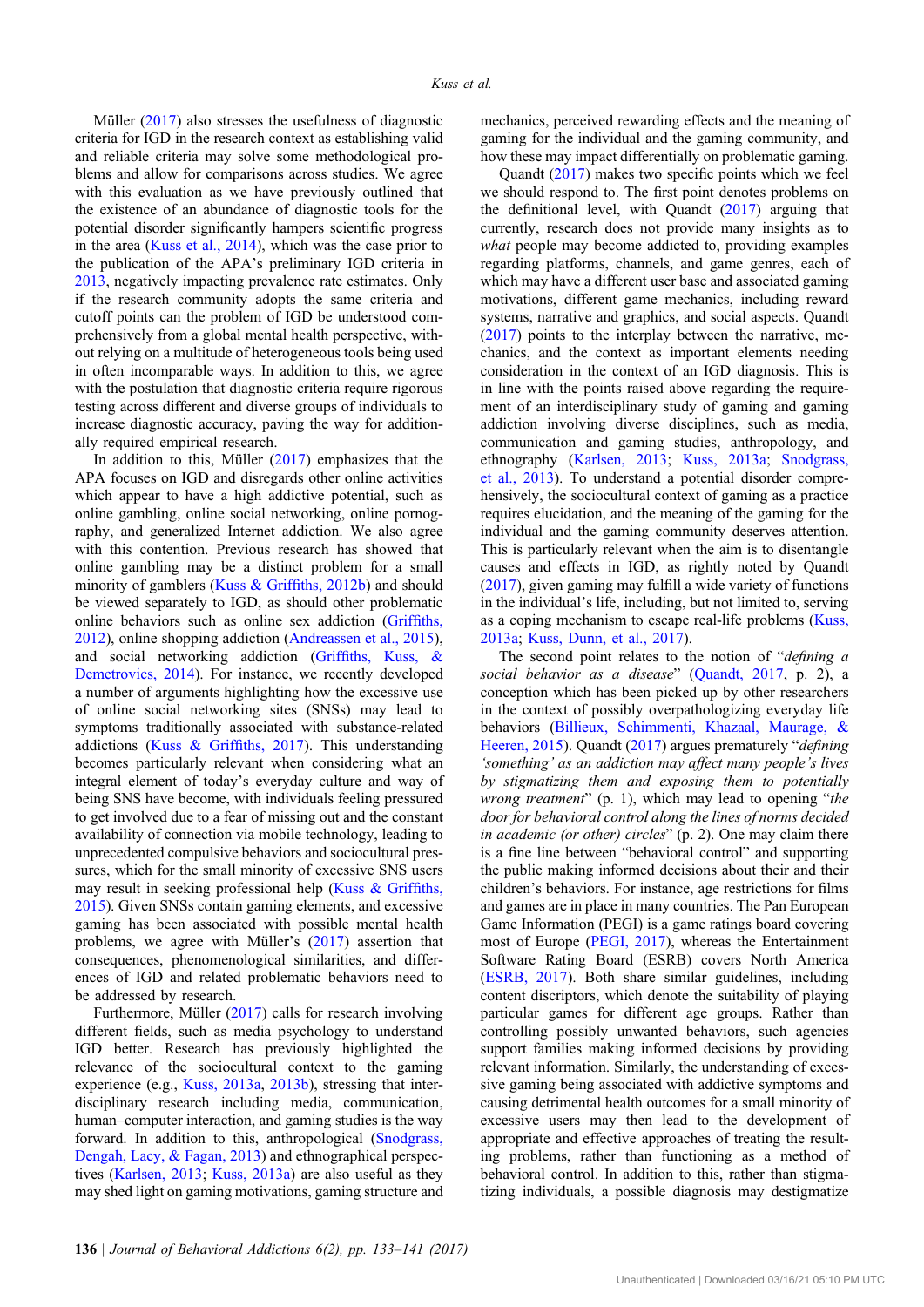Müller (2017) also stresses the usefulness of diagnostic criteria for IGD in the research context as establishing valid and reliable criteria may solve some methodological problems and allow for comparisons across studies. We agree with this evaluation as we have previously outlined that the existence of an abundance of diagnostic tools for the potential disorder significantly hampers scientific progress in the area (Kuss et al., 2014), which was the case prior to the publication of the APA's preliminary IGD criteria in 2013, negatively impacting prevalence rate estimates. Only if the research community adopts the same criteria and cutoff points can the problem of IGD be understood comprehensively from a global mental health perspective, without relying on a multitude of heterogeneous tools being used in often incomparable ways. In addition to this, we agree with the postulation that diagnostic criteria require rigorous testing across different and diverse groups of individuals to increase diagnostic accuracy, paving the way for additionally required empirical research.

In addition to this, Müller (2017) emphasizes that the APA focuses on IGD and disregards other online activities which appear to have a high addictive potential, such as online gambling, online social networking, online pornography, and generalized Internet addiction. We also agree with this contention. Previous research has showed that online gambling may be a distinct problem for a small minority of gamblers (Kuss & Griffiths, 2012b) and should be viewed separately to IGD, as should other problematic online behaviors such as online sex addiction (Griffiths, 2012), online shopping addiction (Andreassen et al., 2015), and social networking addiction (Griffiths, Kuss, & Demetrovics, 2014). For instance, we recently developed a number of arguments highlighting how the excessive use of online social networking sites (SNSs) may lead to symptoms traditionally associated with substance-related addictions (Kuss & Griffiths, 2017). This understanding becomes particularly relevant when considering what an integral element of today's everyday culture and way of being SNS have become, with individuals feeling pressured to get involved due to a fear of missing out and the constant availability of connection via mobile technology, leading to unprecedented compulsive behaviors and sociocultural pressures, which for the small minority of excessive SNS users may result in seeking professional help (Kuss & Griffiths, 2015). Given SNSs contain gaming elements, and excessive gaming has been associated with possible mental health problems, we agree with Müller's (2017) assertion that consequences, phenomenological similarities, and differences of IGD and related problematic behaviors need to be addressed by research.

Furthermore, Müller (2017) calls for research involving different fields, such as media psychology to understand IGD better. Research has previously highlighted the relevance of the sociocultural context to the gaming experience (e.g., Kuss, 2013a, 2013b), stressing that interdisciplinary research including media, communication, human–computer interaction, and gaming studies is the way forward. In addition to this, anthropological (Snodgrass, Dengah, Lacy, & Fagan, 2013) and ethnographical perspectives (Karlsen, 2013; Kuss, 2013a) are also useful as they may shed light on gaming motivations, gaming structure and mechanics, perceived rewarding effects and the meaning of gaming for the individual and the gaming community, and how these may impact differentially on problematic gaming.

Quandt (2017) makes two specific points which we feel we should respond to. The first point denotes problems on the definitional level, with Quandt (2017) arguing that currently, research does not provide many insights as to *what* people may become addicted to, providing examples regarding platforms, channels, and game genres, each of which may have a different user base and associated gaming motivations, different game mechanics, including reward systems, narrative and graphics, and social aspects. Quandt (2017) points to the interplay between the narrative, mechanics, and the context as important elements needing consideration in the context of an IGD diagnosis. This is in line with the points raised above regarding the requirement of an interdisciplinary study of gaming and gaming addiction involving diverse disciplines, such as media, communication and gaming studies, anthropology, and ethnography (Karlsen, 2013; Kuss, 2013a; Snodgrass, et al., 2013). To understand a potential disorder comprehensively, the sociocultural context of gaming as a practice requires elucidation, and the meaning of the gaming for the individual and the gaming community deserves attention. This is particularly relevant when the aim is to disentangle causes and effects in IGD, as rightly noted by Quandt (2017), given gaming may fulfill a wide variety of functions in the individual's life, including, but not limited to, serving as a coping mechanism to escape real-life problems (Kuss, 2013a; Kuss, Dunn, et al., 2017).

The second point relates to the notion of "*defining a social behavior as a disease*" (Quandt, 2017, p. 2), a conception which has been picked up by other researchers in the context of possibly overpathologizing everyday life behaviors (Billieux, Schimmenti, Khazaal, Maurage, & Heeren, 2015). Quandt (2017) argues prematurely "*defining 'something' as an addiction may affect many people's lives by stigmatizing them and exposing them to potentially wrong treatment*" (p. 1), which may lead to opening "*the door for behavioral control along the lines of norms decided in academic (or other) circles*" (p. 2). One may claim there is a fine line between "behavioral control" and supporting the public making informed decisions about their and their children's behaviors. For instance, age restrictions for films and games are in place in many countries. The Pan European Game Information (PEGI) is a game ratings board covering most of Europe (PEGI, 2017), whereas the Entertainment Software Rating Board (ESRB) covers North America (ESRB, 2017). Both share similar guidelines, including content descriptors, which denote the suitability of playing particular games for different age groups. Rather than controlling possibly unwanted behaviors, such agencies support families making informed decisions by providing relevant information. Similarly, the understanding of excessive gaming being associated with addictive symptoms and causing detrimental health outcomes for a small minority of excessive users may then lead to the development of appropriate and effective approaches of treating the resulting problems, rather than functioning as a method of behavioral control. In addition to this, rather than stigmatizing individuals, a possible diagnosis may destigmatize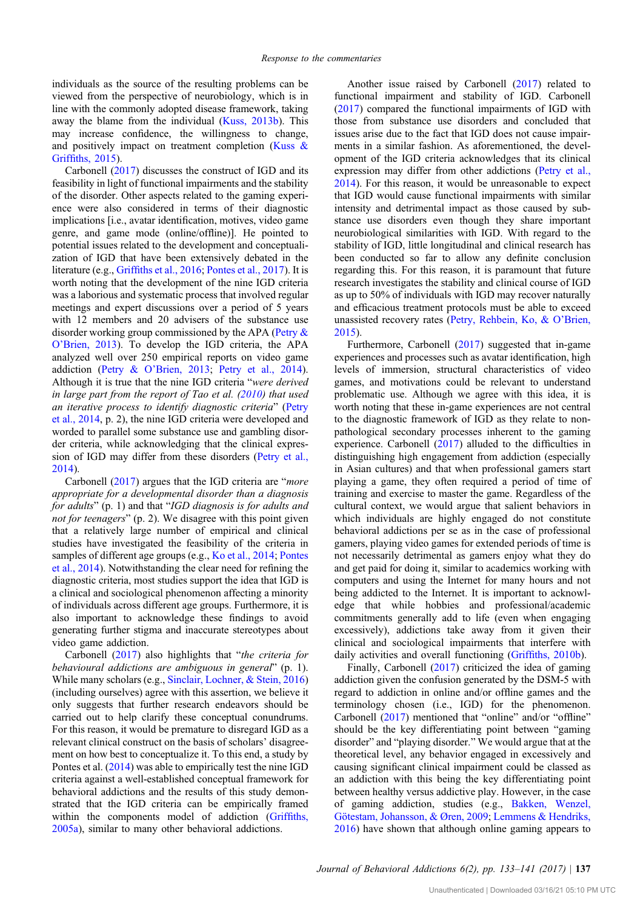individuals as the source of the resulting problems can be viewed from the perspective of neurobiology, which is in line with the commonly adopted disease framework, taking away the blame from the individual (Kuss, 2013b). This may increase confidence, the willingness to change, and positively impact on treatment completion (Kuss & Griffiths, 2015).

Carbonell (2017) discusses the construct of IGD and its feasibility in light of functional impairments and the stability of the disorder. Other aspects related to the gaming experience were also considered in terms of their diagnostic implications [i.e., avatar identification, motives, video game genre, and game mode (online/offline)]. He pointed to potential issues related to the development and conceptualization of IGD that have been extensively debated in the literature (e.g., Griffiths et al., 2016; Pontes et al., 2017). It is worth noting that the development of the nine IGD criteria was a laborious and systematic process that involved regular meetings and expert discussions over a period of 5 years with 12 members and 20 advisers of the substance use disorder working group commissioned by the APA (Petry & O'Brien, 2013). To develop the IGD criteria, the APA analyzed well over 250 empirical reports on video game addiction (Petry & O'Brien, 2013; Petry et al., 2014). Although it is true that the nine IGD criteria "*were derived in large part from the report of Tao et al. (2010) that used an iterative process to identify diagnostic criteria*" (Petry et al., 2014, p. 2), the nine IGD criteria were developed and worded to parallel some substance use and gambling disorder criteria, while acknowledging that the clinical expression of IGD may differ from these disorders (Petry et al., 2014).

Carbonell (2017) argues that the IGD criteria are "*more appropriate for a developmental disorder than a diagnosis for adults*" (p. 1) and that "*IGD diagnosis is for adults and not for teenagers*" (p. 2). We disagree with this point given that a relatively large number of empirical and clinical studies have investigated the feasibility of the criteria in samples of different age groups (e.g., Ko et al., 2014; Pontes et al., 2014). Notwithstanding the clear need for refining the diagnostic criteria, most studies support the idea that IGD is a clinical and sociological phenomenon affecting a minority of individuals across different age groups. Furthermore, it is also important to acknowledge these findings to avoid generating further stigma and inaccurate stereotypes about video game addiction.

Carbonell (2017) also highlights that "*the criteria for behavioural addictions are ambiguous in general*" (p. 1). While many scholars (e.g., Sinclair, Lochner, & Stein, 2016) (including ourselves) agree with this assertion, we believe it only suggests that further research endeavors should be carried out to help clarify these conceptual conundrums. For this reason, it would be premature to disregard IGD as a relevant clinical construct on the basis of scholars' disagreement on how best to conceptualize it. To this end, a study by Pontes et al. (2014) was able to empirically test the nine IGD criteria against a well-established conceptual framework for behavioral addictions and the results of this study demonstrated that the IGD criteria can be empirically framed within the components model of addiction (Griffiths, 2005a), similar to many other behavioral addictions.

Another issue raised by Carbonell (2017) related to functional impairment and stability of IGD. Carbonell (2017) compared the functional impairments of IGD with those from substance use disorders and concluded that issues arise due to the fact that IGD does not cause impairments in a similar fashion. As aforementioned, the development of the IGD criteria acknowledges that its clinical expression may differ from other addictions (Petry et al., 2014). For this reason, it would be unreasonable to expect that IGD would cause functional impairments with similar intensity and detrimental impact as those caused by substance use disorders even though they share important neurobiological similarities with IGD. With regard to the stability of IGD, little longitudinal and clinical research has been conducted so far to allow any definite conclusion regarding this. For this reason, it is paramount that future research investigates the stability and clinical course of IGD as up to 50% of individuals with IGD may recover naturally and efficacious treatment protocols must be able to exceed unassisted recovery rates (Petry, Rehbein, Ko, & O'Brien, 2015).

Furthermore, Carbonell (2017) suggested that in-game experiences and processes such as avatar identification, high levels of immersion, structural characteristics of video games, and motivations could be relevant to understand problematic use. Although we agree with this idea, it is worth noting that these in-game experiences are not central to the diagnostic framework of IGD as they relate to non-pathological secondary processes inherent to the gaming experience. Carbonell (2017) alluded to the difficulties in distinguishing high engagement from addiction (especially in Asian cultures) and that when professional gamers start playing a game, they often required a period of time of training and exercise to master the game. Regardless of the cultural context, we would argue that salient behaviors in which individuals are highly engaged do not constitute behavioral addictions per se as in the case of professional gamers, playing video games for extended periods of time is not necessarily detrimental as gamers enjoy what they do and get paid for doing it, similar to academics working with computers and using the Internet for many hours and not being addicted to the Internet. It is important to acknowledge that while hobbies and professional/academic commitments generally add to life (even when engaging excessively), addictions take away from it given their clinical and sociological impairments that interfere with daily activities and overall functioning (Griffiths, 2010b).

Finally, Carbonell (2017) criticized the idea of gaming addiction given the confusion generated by the DSM-5 with regard to addiction in online and/or offline games and the terminology chosen (i.e., IGD) for the phenomenon. Carbonell (2017) mentioned that "online" and/or "offline" should be the key differentiating point between "gaming disorder" and "playing disorder." We would argue that at the theoretical level, any behavior engaged in excessively and causing significant clinical impairment could be classed as an addiction with this being the key differentiating point between healthy versus addictive play. However, in the case of gaming addiction, studies (e.g., Bakken, Wenzel, Götestam, Johansson, & Øren, 2009; Lemmens & Hendriks, 2016) have shown that although online gaming appears to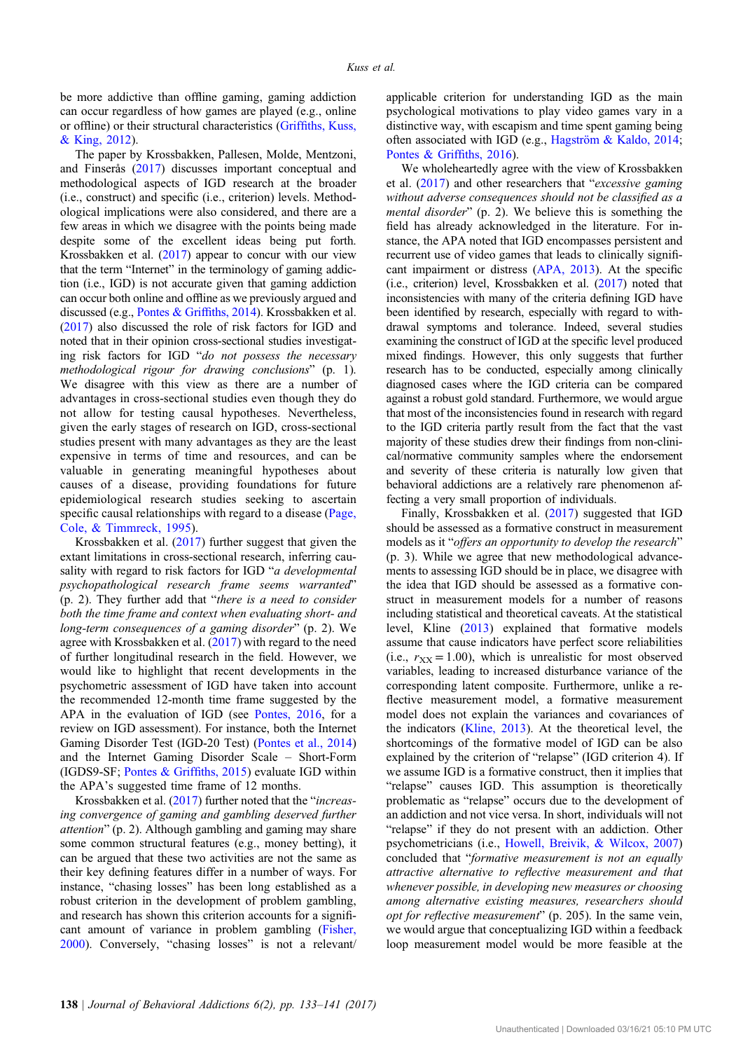be more addictive than offline gaming, gaming addiction can occur regardless of how games are played (e.g., online or offline) or their structural characteristics (Griffiths, Kuss, & King, 2012).

The paper by Krossbakken, Pallesen, Molde, Mentzoni, and Finserås (2017) discusses important conceptual and methodological aspects of IGD research at the broader (i.e., construct) and specific (i.e., criterion) levels. Methodological implications were also considered, and there are a few areas in which we disagree with the points being made despite some of the excellent ideas being put forth. Krossbakken et al. (2017) appear to concur with our view that the term "Internet" in the terminology of gaming addiction (i.e., IGD) is not accurate given that gaming addiction can occur both online and offline as we previously argued and discussed (e.g., Pontes & Griffiths, 2014). Krossbakken et al. (2017) also discussed the role of risk factors for IGD and noted that in their opinion cross-sectional studies investigating risk factors for IGD "*do not possess the necessary methodological rigour for drawing conclusions*" (p. 1). We disagree with this view as there are a number of advantages in cross-sectional studies even though they do not allow for testing causal hypotheses. Nevertheless, given the early stages of research on IGD, cross-sectional studies present with many advantages as they are the least expensive in terms of time and resources, and can be valuable in generating meaningful hypotheses about causes of a disease, providing foundations for future epidemiological research studies seeking to ascertain specific causal relationships with regard to a disease (Page, Cole, & Timmreck, 1995).

Krossbakken et al. (2017) further suggest that given the extant limitations in cross-sectional research, inferring causality with regard to risk factors for IGD "*a developmental psychopathological research frame seems warranted*" (p. 2). They further add that "*there is a need to consider both the time frame and context when evaluating short- and long-term consequences of a gaming disorder*" (p. 2). We agree with Krossbakken et al. (2017) with regard to the need of further longitudinal research in the field. However, we would like to highlight that recent developments in the psychometric assessment of IGD have taken into account the recommended 12-month time frame suggested by the APA in the evaluation of IGD (see Pontes, 2016, for a review on IGD assessment). For instance, both the Internet Gaming Disorder Test (IGD-20 Test) (Pontes et al., 2014) and the Internet Gaming Disorder Scale – Short-Form (IGDS9-SF; Pontes & Griffiths, 2015) evaluate IGD within the APA's suggested time frame of 12 months.

Krossbakken et al. (2017) further noted that the "*increasing convergence of gaming and gambling deserved further attention*" (p. 2). Although gambling and gaming may share some common structural features (e.g., money betting), it can be argued that these two activities are not the same as their key defining features differ in a number of ways. For instance, "chasing losses" has been long established as a robust criterion in the development of problem gambling, and research has shown this criterion accounts for a significant amount of variance in problem gambling (Fisher, 2000). Conversely, "chasing losses" is not a relevant/applicable criterion for understanding IGD as the main psychological motivations to play video games vary in a distinctive way, with escapism and time spent gaming being often associated with IGD (e.g., Hagström & Kaldo, 2014; Pontes & Griffiths, 2016).

We wholeheartedly agree with the view of Krossbakken et al. (2017) and other researchers that "*excessive gaming without adverse consequences should not be classified as a mental disorder*" (p. 2). We believe this is something the field has already acknowledged in the literature. For instance, the APA noted that IGD encompasses persistent and recurrent use of video games that leads to clinically significant impairment or distress (APA, 2013). At the specific (i.e., criterion) level, Krossbakken et al. (2017) noted that inconsistencies with many of the criteria defining IGD have been identified by research, especially with regard to withdrawal symptoms and tolerance. Indeed, several studies examining the construct of IGD at the specific level produced mixed findings. However, this only suggests that further research has to be conducted, especially among clinically diagnosed cases where the IGD criteria can be compared against a robust gold standard. Furthermore, we would argue that most of the inconsistencies found in research with regard to the IGD criteria partly result from the fact that the vast majority of these studies drew their findings from non-clinical/normative community samples where the endorsement and severity of these criteria is naturally low given that behavioral addictions are a relatively rare phenomenon affecting a very small proportion of individuals.

Finally, Krossbakken et al. (2017) suggested that IGD should be assessed as a formative construct in measurement models as it "*offers an opportunity to develop the research*" (p. 3). While we agree that new methodological advancements to assessing IGD should be in place, we disagree with the idea that IGD should be assessed as a formative construct in measurement models for a number of reasons including statistical and theoretical caveats. At the statistical level, Kline (2013) explained that formative models assume that cause indicators have perfect score reliabilities (i.e., $r_{XX} = 1.00$), which is unrealistic for most observed variables, leading to increased disturbance variance of the corresponding latent composite. Furthermore, unlike a reflective measurement model, a formative measurement model does not explain the variances and covariances of the indicators (Kline, 2013). At the theoretical level, the shortcomings of the formative model of IGD can be also explained by the criterion of "relapse" (IGD criterion 4). If we assume IGD is a formative construct, then it implies that "relapse" causes IGD. This assumption is theoretically problematic as "relapse" occurs due to the development of an addiction and not vice versa. In short, individuals will not "relapse" if they do not present with an addiction. Other psychometricians (i.e., Howell, Breivik, & Wilcox, 2007) concluded that "*formative measurement is not an equally attractive alternative to reflective measurement and that whenever possible, in developing new measures or choosing among alternative existing measures, researchers should opt for reflective measurement*" (p. 205). In the same vein, we would argue that conceptualizing IGD within a feedback loop measurement model would be more feasible at the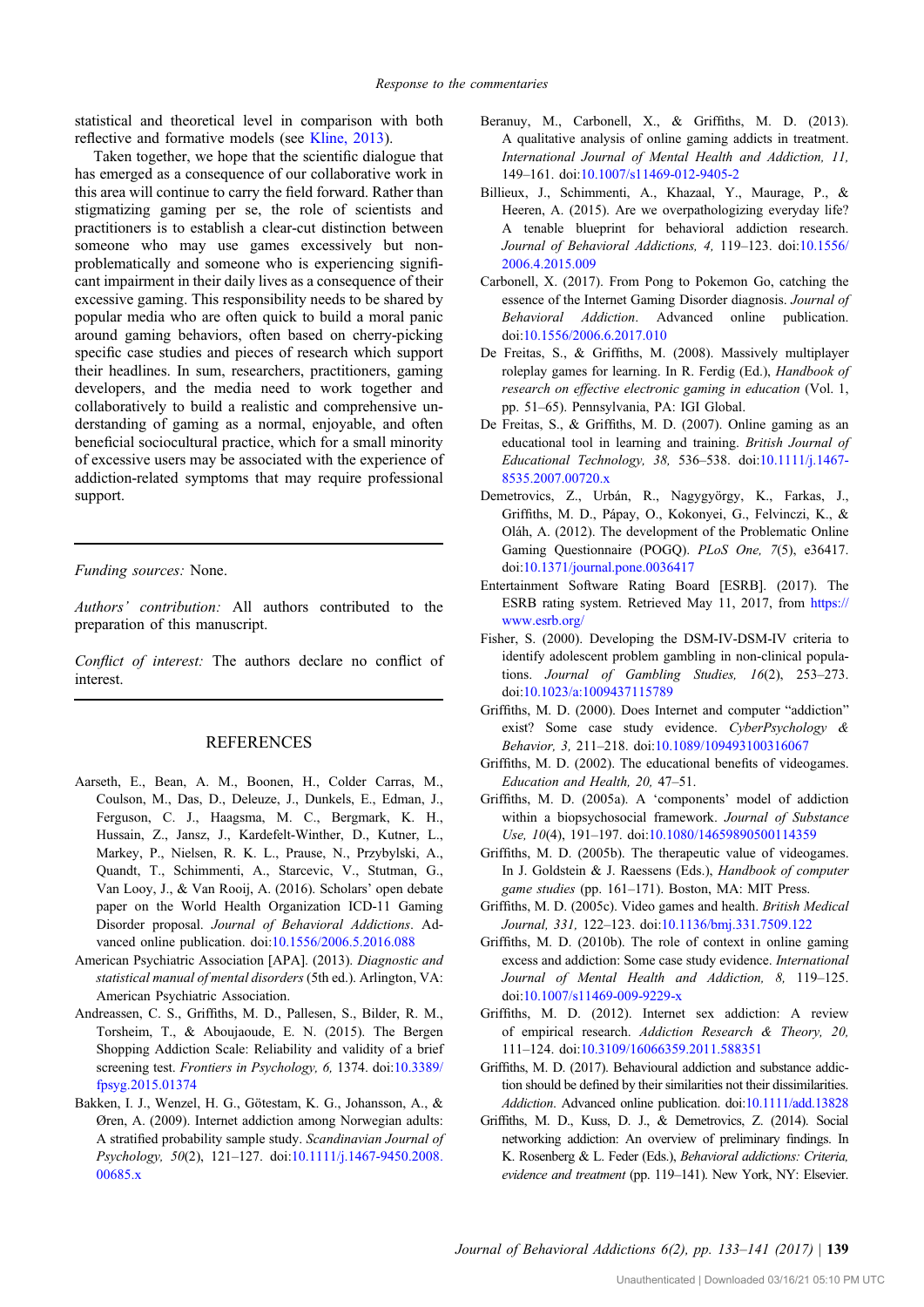statistical and theoretical level in comparison with both reflective and formative models (see Kline, 2013).

Taken together, we hope that the scientific dialogue that has emerged as a consequence of our collaborative work in this area will continue to carry the field forward. Rather than stigmatizing gaming per se, the role of scientists and practitioners is to establish a clear-cut distinction between someone who may use games excessively but non-problematically and someone who is experiencing significant impairment in their daily lives as a consequence of their excessive gaming. This responsibility needs to be shared by popular media who are often quick to build a moral panic around gaming behaviors, often based on cherry-picking specific case studies and pieces of research which support their headlines. In sum, researchers, practitioners, gaming developers, and the media need to work together and collaboratively to build a realistic and comprehensive understanding of gaming as a normal, enjoyable, and often beneficial sociocultural practice, which for a small minority of excessive users may be associated with the experience of addiction-related symptoms that may require professional support.

*Funding sources:* None.

*Authors' contribution:* All authors contributed to the preparation of this manuscript.

*Conflict of interest:* The authors declare no conflict of interest.

## REFERENCES

Aarseth, E., Bean, A. M., Boonen, H., Colder Carras, M., Coulson, M., Das, D., Deleuze, J., Dunkels, E., Edman, J., Ferguson, C. J., Haagsma, M. C., Bergmark, K. H., Hussain, Z., Jansz, J., Kardefelt-Winther, D., Kutner, L., Markey, P., Nielsen, R. K. L., Prause, N., Przybylski, A., Quandt, T., Schimmenti, A., Starcevic, V., Stutman, G., Van Looy, J., & Van Rooij, A. (2016). Scholars' open debate paper on the World Health Organization ICD-11 Gaming Disorder proposal. *Journal of Behavioral Addictions*. Advanced online publication. doi:10.1556/2006.5.2016.088

American Psychiatric Association [APA]. (2013). *Diagnostic and statistical manual of mental disorders* (5th ed.). Arlington, VA: American Psychiatric Association.

Andreassen, C. S., Griffiths, M. D., Pallesen, S., Bilder, R. M., Torsheim, T., & Aboujaoude, E. N. (2015). The Bergen Shopping Addiction Scale: Reliability and validity of a brief screening test. *Frontiers in Psychology, 6,* 1374. doi:10.3389/fpsyg.2015.01374

Bakken, I. J., Wenzel, H. G., Götestam, K. G., Johansson, A., & Øren, A. (2009). Internet addiction among Norwegian adults: A stratified probability sample study. *Scandinavian Journal of Psychology, 50*(2), 121–127. doi:10.1111/j.1467-9450.2008.00685.x

Beranuy, M., Carbonell, X., & Griffiths, M. D. (2013). A qualitative analysis of online gaming addicts in treatment. *International Journal of Mental Health and Addiction, 11,* 149–161. doi:10.1007/s11469-012-9405-2

Billieux, J., Schimmenti, A., Khazaal, Y., Maurage, P., & Heeren, A. (2015). Are we overpathologizing everyday life? A tenable blueprint for behavioral addiction research. *Journal of Behavioral Addictions, 4,* 119–123. doi:10.1556/2006.4.2015.009

Carbonell, X. (2017). From Pong to Pokemon Go, catching the essence of the Internet Gaming Disorder diagnosis. *Journal of Behavioral Addiction*. Advanced online publication. doi:10.1556/2006.6.2017.010

De Freitas, S., & Griffiths, M. (2008). Massively multiplayer roleplay games for learning. In R. Ferdig (Ed.), *Handbook of research on effective electronic gaming in education* (Vol. 1, pp. 51–65). Pennsylvania, PA: IGI Global.

De Freitas, S., & Griffiths, M. D. (2007). Online gaming as an educational tool in learning and training. *British Journal of Educational Technology, 38,* 536–538. doi:10.1111/j.1467-8535.2007.00720.x

Demetrovics, Z., Urbán, R., Nagygyörgy, K., Farkas, J., Griffiths, M. D., Pápay, O., Kokonyei, G., Felvinczi, K., & Oláh, A. (2012). The development of the Problematic Online Gaming Questionnaire (POGQ). *PLoS One, 7*(5), e36417. doi:10.1371/journal.pone.0036417

Entertainment Software Rating Board [ESRB]. (2017). The ESRB rating system. Retrieved May 11, 2017, from https://www.esrb.org/

Fisher, S. (2000). Developing the DSM-IV-DSM-IV criteria to identify adolescent problem gambling in non-clinical populations. *Journal of Gambling Studies, 16*(2), 253–273. doi:10.1023/a:1009437115789

Griffiths, M. D. (2000). Does Internet and computer "addiction" exist? Some case study evidence. *CyberPsychology & Behavior, 3,* 211–218. doi:10.1089/109493100316067

Griffiths, M. D. (2002). The educational benefits of videogames. *Education and Health, 20,* 47–51.

Griffiths, M. D. (2005a). A 'components' model of addiction within a biopsychosocial framework. *Journal of Substance Use, 10*(4), 191–197. doi:10.1080/14659890500114359

Griffiths, M. D. (2005b). The therapeutic value of videogames. In J. Goldstein & J. Raessens (Eds.), *Handbook of computer game studies* (pp. 161–171). Boston, MA: MIT Press.

Griffiths, M. D. (2005c). Video games and health. *British Medical Journal, 331,* 122–123. doi:10.1136/bmj.331.7509.122

Griffiths, M. D. (2010b). The role of context in online gaming excess and addiction: Some case study evidence. *International Journal of Mental Health and Addiction, 8,* 119–125. doi:10.1007/s11469-009-9229-x

Griffiths, M. D. (2012). Internet sex addiction: A review of empirical research. *Addiction Research & Theory, 20,* 111–124. doi:10.3109/16066359.2011.588351

Griffiths, M. D. (2017). Behavioural addiction and substance addiction should be defined by their similarities not their dissimilarities. *Addiction*. Advanced online publication. doi:10.1111/add.13828

Griffiths, M. D., Kuss, D. J., & Demetrovics, Z. (2014). Social networking addiction: An overview of preliminary findings. In K. Rosenberg & L. Feder (Eds.), *Behavioral addictions: Criteria, evidence and treatment* (pp. 119–141). New York, NY: Elsevier.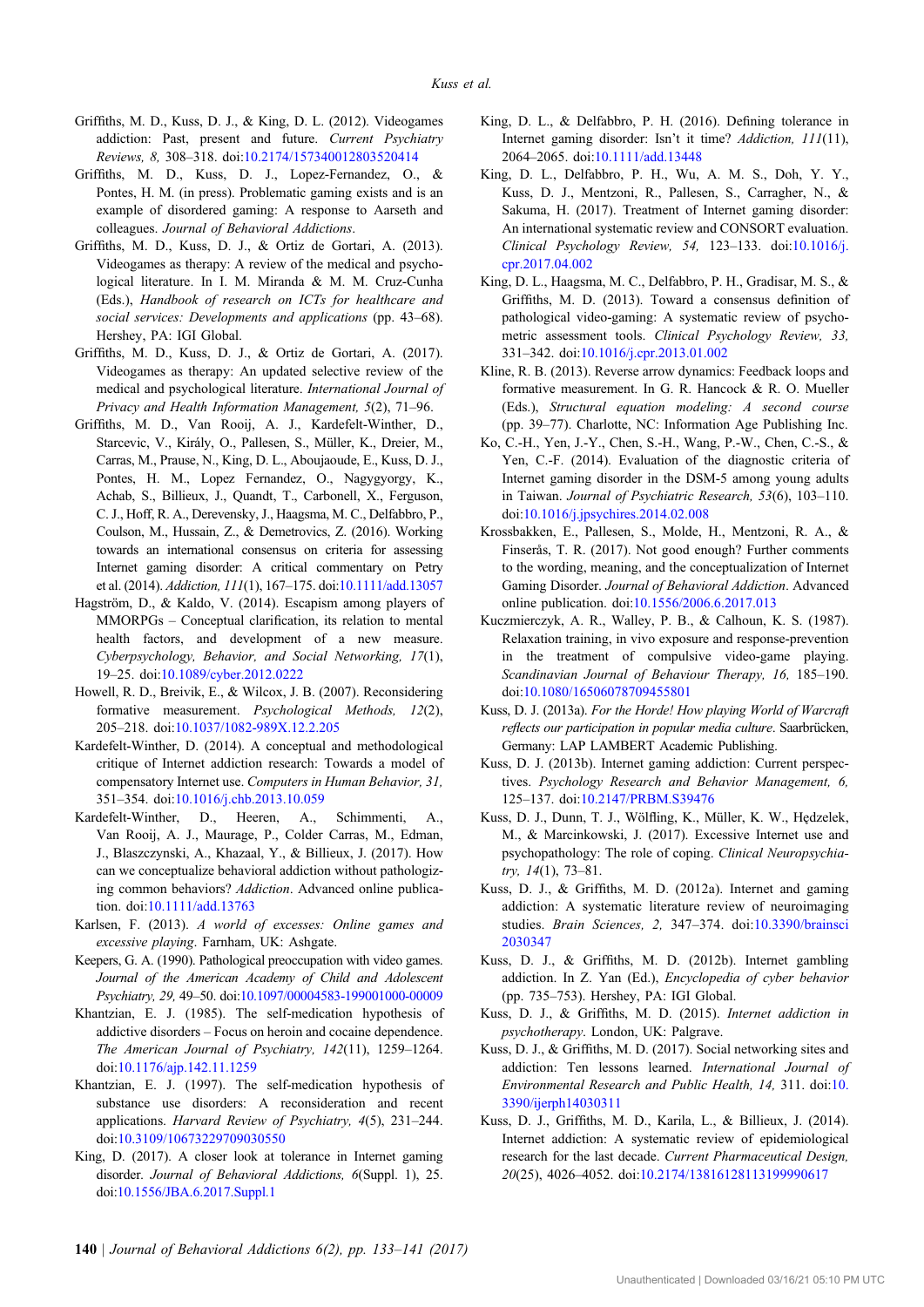Griffiths, M. D., Kuss, D. J., & King, D. L. (2012). Videogames addiction: Past, present and future. *Current Psychiatry Reviews, 8,* 308–318. doi:10.2174/157340012803520414

Griffiths, M. D., Kuss, D. J., Lopez-Fernandez, O., & Pontes, H. M. (in press). Problematic gaming exists and is an example of disordered gaming: A response to Aarseth and colleagues. *Journal of Behavioral Addictions*.

Griffiths, M. D., Kuss, D. J., & Ortiz de Gortari, A. (2013). Videogames as therapy: A review of the medical and psychological literature. In I. M. Miranda & M. M. Cruz-Cunha (Eds.), *Handbook of research on ICTs for healthcare and social services: Developments and applications* (pp. 43–68). Hershey, PA: IGI Global.

Griffiths, M. D., Kuss, D. J., & Ortiz de Gortari, A. (2017). Videogames as therapy: An updated selective review of the medical and psychological literature. *International Journal of Privacy and Health Information Management, 5*(2), 71–96.

Griffiths, M. D., Van Rooij, A. J., Kardefelt-Winther, D., Starcevic, V., Király, O., Pallesen, S., Müller, K., Dreier, M., Carras, M., Prause, N., King, D. L., Aboujaoude, E., Kuss, D. J., Pontes, H. M., Lopez Fernandez, O., Nagygyorgy, K., Achab, S., Billieux, J., Quandt, T., Carbonell, X., Ferguson, C. J., Hoff, R. A., Derevensky, J., Haagsma, M. C., Delfabbro, P., Coulson, M., Hussain, Z., & Demetrovics, Z. (2016). Working towards an international consensus on criteria for assessing Internet gaming disorder: A critical commentary on Petry et al. (2014). *Addiction, 111*(1), 167–175. doi:10.1111/add.13057

Hagström, D., & Kaldo, V. (2014). Escapism among players of MMORPGs – Conceptual clarification, its relation to mental health factors, and development of a new measure. *Cyberpsychology, Behavior, and Social Networking, 17*(1), 19–25. doi:10.1089/cyber.2012.0222

Howell, R. D., Breivik, E., & Wilcox, J. B. (2007). Reconsidering formative measurement. *Psychological Methods, 12*(2), 205–218. doi:10.1037/1082-989X.12.2.205

Kardefelt-Winther, D. (2014). A conceptual and methodological critique of Internet addiction research: Towards a model of compensatory Internet use. *Computers in Human Behavior, 31,* 351–354. doi:10.1016/j.chb.2013.10.059

Kardefelt-Winther, D., Heeren, A., Schimmenti, A., Van Rooij, A. J., Maurage, P., Colder Carras, M., Edman, J., Blaszczynski, A., Khazaal, Y., & Billieux, J. (2017). How can we conceptualize behavioral addiction without pathologizing common behaviors? *Addiction*. Advanced online publication. doi:10.1111/add.13763

Karlsen, F. (2013). *A world of excesses: Online games and excessive playing*. Farnham, UK: Ashgate.

Keepers, G. A. (1990). Pathological preoccupation with video games. *Journal of the American Academy of Child and Adolescent Psychiatry, 29,* 49–50. doi:10.1097/00004583-199001000-00009

Khantzian, E. J. (1985). The self-medication hypothesis of addictive disorders – Focus on heroin and cocaine dependence. *The American Journal of Psychiatry, 142*(11), 1259–1264. doi:10.1176/ajp.142.11.1259

Khantzian, E. J. (1997). The self-medication hypothesis of substance use disorders: A reconsideration and recent applications. *Harvard Review of Psychiatry, 4*(5), 231–244. doi:10.3109/10673229709030550

King, D. (2017). A closer look at tolerance in Internet gaming disorder. *Journal of Behavioral Addictions, 6*(Suppl. 1), 25. doi:10.1556/JBA.6.2017.Suppl.1

King, D. L., & Delfabbro, P. H. (2016). Defining tolerance in Internet gaming disorder: Isn't it time? *Addiction, 111*(11), 2064–2065. doi:10.1111/add.13448

King, D. L., Delfabbro, P. H., Wu, A. M. S., Doh, Y. Y., Kuss, D. J., Mentzoni, R., Pallesen, S., Carragher, N., & Sakuma, H. (2017). Treatment of Internet gaming disorder: An international systematic review and CONSORT evaluation. *Clinical Psychology Review, 54,* 123–133. doi:10.1016/j.cpr.2017.04.002

King, D. L., Haagsma, M. C., Delfabbro, P. H., Gradisar, M. S., & Griffiths, M. D. (2013). Toward a consensus definition of pathological video-gaming: A systematic review of psychometric assessment tools. *Clinical Psychology Review, 33,* 331–342. doi:10.1016/j.cpr.2013.01.002

Kline, R. B. (2013). Reverse arrow dynamics: Feedback loops and formative measurement. In G. R. Hancock & R. O. Mueller (Eds.), *Structural equation modeling: A second course* (pp. 39–77). Charlotte, NC: Information Age Publishing Inc.

Ko, C.-H., Yen, J.-Y., Chen, S.-H., Wang, P.-W., Chen, C.-S., & Yen, C.-F. (2014). Evaluation of the diagnostic criteria of Internet gaming disorder in the DSM-5 among young adults in Taiwan. *Journal of Psychiatric Research, 53*(6), 103–110. doi:10.1016/j.jpsychires.2014.02.008

Krossbakken, E., Pallesen, S., Molde, H., Mentzoni, R. A., & Finserås, T. R. (2017). Not good enough? Further comments to the wording, meaning, and the conceptualization of Internet Gaming Disorder. *Journal of Behavioral Addiction*. Advanced online publication. doi:10.1556/2006.6.2017.013

Kuczmierczyk, A. R., Walley, P. B., & Calhoun, K. S. (1987). Relaxation training, in vivo exposure and response-prevention in the treatment of compulsive video-game playing. *Scandinavian Journal of Behaviour Therapy, 16,* 185–190. doi:10.1080/16506078709455801

Kuss, D. J. (2013a). *For the Horde! How playing World of Warcraft reflects our participation in popular media culture*. Saarbrücken, Germany: LAP LAMBERT Academic Publishing.

Kuss, D. J. (2013b). Internet gaming addiction: Current perspectives. *Psychology Research and Behavior Management, 6,* 125–137. doi:10.2147/PRBM.S39476

Kuss, D. J., Dunn, T. J., Wölfling, K., Müller, K. W., Hędzelek, M., & Marcinkowski, J. (2017). Excessive Internet use and psychopathology: The role of coping. *Clinical Neuropsychiatry, 14*(1), 73–81.

Kuss, D. J., & Griffiths, M. D. (2012a). Internet and gaming addiction: A systematic literature review of neuroimaging studies. *Brain Sciences, 2,* 347–374. doi:10.3390/brainsci2030347

Kuss, D. J., & Griffiths, M. D. (2012b). Internet gambling addiction. In Z. Yan (Ed.), *Encyclopedia of cyber behavior* (pp. 735–753). Hershey, PA: IGI Global.

Kuss, D. J., & Griffiths, M. D. (2015). *Internet addiction in psychotherapy*. London, UK: Palgrave.

Kuss, D. J., & Griffiths, M. D. (2017). Social networking sites and addiction: Ten lessons learned. *International Journal of Environmental Research and Public Health, 14,* 311. doi:10.3390/ijerph14030311

Kuss, D. J., Griffiths, M. D., Karila, L., & Billieux, J. (2014). Internet addiction: A systematic review of epidemiological research for the last decade. *Current Pharmaceutical Design, 20*(25), 4026–4052. doi:10.2174/13816128113199990617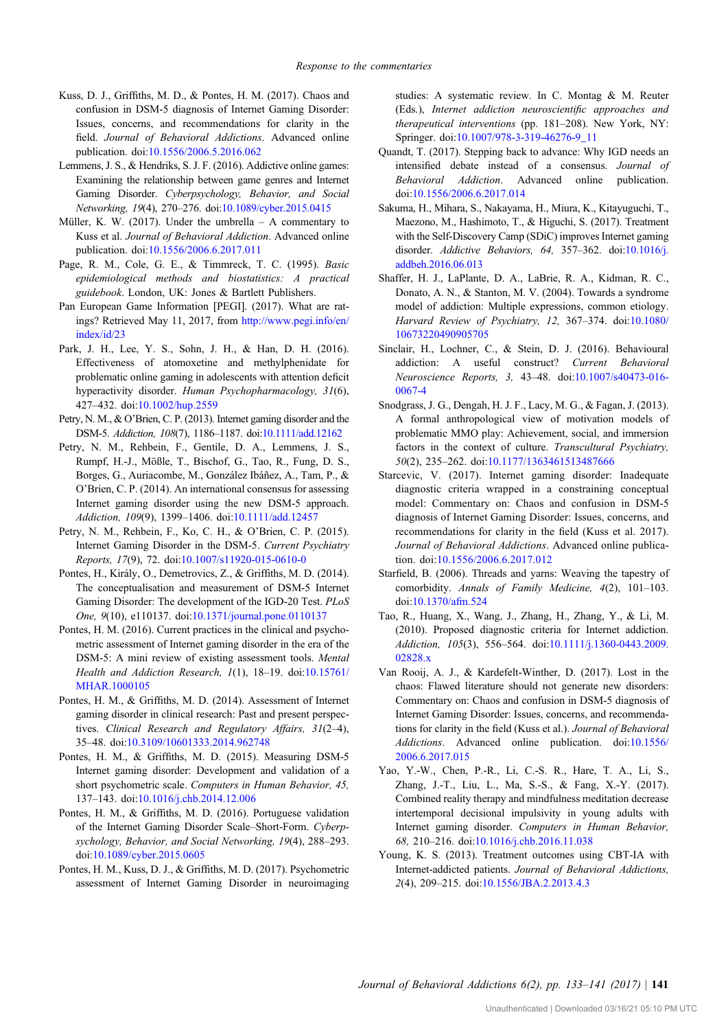Kuss, D. J., Griffiths, M. D., & Pontes, H. M. (2017). Chaos and confusion in DSM-5 diagnosis of Internet Gaming Disorder: Issues, concerns, and recommendations for clarity in the field. *Journal of Behavioral Addictions*. Advanced online publication. doi:10.1556/2006.5.2016.062

Lemmens, J. S., & Hendriks, S. J. F. (2016). Addictive online games: Examining the relationship between game genres and Internet Gaming Disorder. *Cyberpsychology, Behavior, and Social Networking, 19*(4), 270–276. doi:10.1089/cyber.2015.0415

Müller, K. W. (2017). Under the umbrella – A commentary to Kuss et al. *Journal of Behavioral Addiction*. Advanced online publication. doi:10.1556/2006.6.2017.011

Page, R. M., Cole, G. E., & Timmreck, T. C. (1995). *Basic epidemiological methods and biostatistics: A practical guidebook*. London, UK: Jones & Bartlett Publishers.

Pan European Game Information [PEGI]. (2017). What are ratings? Retrieved May 11, 2017, from http://www.pegi.info/en/index/id/23

Park, J. H., Lee, Y. S., Sohn, J. H., & Han, D. H. (2016). Effectiveness of atomoxetine and methylphenidate for problematic online gaming in adolescents with attention deficit hyperactivity disorder. *Human Psychopharmacology, 31*(6), 427–432. doi:10.1002/hup.2559

Petry, N. M., & O'Brien, C. P. (2013). Internet gaming disorder and the DSM-5. *Addiction, 108*(7), 1186–1187. doi:10.1111/add.12162

Petry, N. M., Rehbein, F., Gentile, D. A., Lemmens, J. S., Rumpf, H.-J., Mößle, T., Bischof, G., Tao, R., Fung, D. S., Borges, G., Auriacombe, M., González Ibáñez, A., Tam, P., & O'Brien, C. P. (2014). An international consensus for assessing Internet gaming disorder using the new DSM-5 approach. *Addiction, 109*(9), 1399–1406. doi:10.1111/add.12457

Petry, N. M., Rehbein, F., Ko, C. H., & O'Brien, C. P. (2015). Internet Gaming Disorder in the DSM-5. *Current Psychiatry Reports, 17*(9), 72. doi:10.1007/s11920-015-0610-0

Pontes, H., Király, O., Demetrovics, Z., & Griffiths, M. D. (2014). The conceptualisation and measurement of DSM-5 Internet Gaming Disorder: The development of the IGD-20 Test. *PLoS One, 9*(10), e110137. doi:10.1371/journal.pone.0110137

Pontes, H. M. (2016). Current practices in the clinical and psychometric assessment of Internet gaming disorder in the era of the DSM-5: A mini review of existing assessment tools. *Mental Health and Addiction Research, 1*(1), 18–19. doi:10.15761/MHAR.1000105

Pontes, H. M., & Griffiths, M. D. (2014). Assessment of Internet gaming disorder in clinical research: Past and present perspectives. *Clinical Research and Regulatory Affairs, 31*(2–4), 35–48. doi:10.3109/10601333.2014.962748

Pontes, H. M., & Griffiths, M. D. (2015). Measuring DSM-5 Internet gaming disorder: Development and validation of a short psychometric scale. *Computers in Human Behavior, 45,* 137–143. doi:10.1016/j.chb.2014.12.006

Pontes, H. M., & Griffiths, M. D. (2016). Portuguese validation of the Internet Gaming Disorder Scale–Short-Form. *Cyberpsychology, Behavior, and Social Networking, 19*(4), 288–293. doi:10.1089/cyber.2015.0605

Pontes, H. M., Kuss, D. J., & Griffiths, M. D. (2017). Psychometric assessment of Internet Gaming Disorder in neuroimaging studies: A systematic review. In C. Montag & M. Reuter (Eds.), *Internet addiction neuroscientific approaches and therapeutical interventions* (pp. 181–208). New York, NY: Springer. doi:10.1007/978-3-319-46276-9_11

Quandt, T. (2017). Stepping back to advance: Why IGD needs an intensified debate instead of a consensus. *Journal of Behavioral Addiction*. Advanced online publication. doi:10.1556/2006.6.2017.014

Sakuma, H., Mihara, S., Nakayama, H., Miura, K., Kitayuguchi, T., Maezono, M., Hashimoto, T., & Higuchi, S. (2017). Treatment with the Self-Discovery Camp (SDiC) improves Internet gaming disorder. *Addictive Behaviors, 64,* 357–362. doi:10.1016/j.addbeh.2016.06.013

Shaffer, H. J., LaPlante, D. A., LaBrie, R. A., Kidman, R. C., Donato, A. N., & Stanton, M. V. (2004). Towards a syndrome model of addiction: Multiple expressions, common etiology. *Harvard Review of Psychiatry, 12,* 367–374. doi:10.1080/10673220490905705

Sinclair, H., Lochner, C., & Stein, D. J. (2016). Behavioural addiction: A useful construct? *Current Behavioral Neuroscience Reports, 3,* 43–48. doi:10.1007/s40473-016-0067-4

Snodgrass, J. G., Dengah, H. J. F., Lacy, M. G., & Fagan, J. (2013). A formal anthropological view of motivation models of problematic MMO play: Achievement, social, and immersion factors in the context of culture. *Transcultural Psychiatry, 50*(2), 235–262. doi:10.1177/1363461513487666

Starcevic, V. (2017). Internet gaming disorder: Inadequate diagnostic criteria wrapped in a constraining conceptual model: Commentary on: Chaos and confusion in DSM-5 diagnosis of Internet Gaming Disorder: Issues, concerns, and recommendations for clarity in the field (Kuss et al. 2017). *Journal of Behavioral Addictions*. Advanced online publication. doi:10.1556/2006.6.2017.012

Starfield, B. (2006). Threads and yarns: Weaving the tapestry of comorbidity. *Annals of Family Medicine, 4*(2), 101–103. doi:10.1370/afm.524

Tao, R., Huang, X., Wang, J., Zhang, H., Zhang, Y., & Li, M. (2010). Proposed diagnostic criteria for Internet addiction. *Addiction, 105*(3), 556–564. doi:10.1111/j.1360-0443.2009.02828.x

Van Rooij, A. J., & Kardefelt-Winther, D. (2017). Lost in the chaos: Flawed literature should not generate new disorders: Commentary on: Chaos and confusion in DSM-5 diagnosis of Internet Gaming Disorder: Issues, concerns, and recommendations for clarity in the field (Kuss et al.). *Journal of Behavioral Addictions*. Advanced online publication. doi:10.1556/2006.6.2017.015

Yao, Y.-W., Chen, P.-R., Li, C.-S. R., Hare, T. A., Li, S., Zhang, J.-T., Liu, L., Ma, S.-S., & Fang, X.-Y. (2017). Combined reality therapy and mindfulness meditation decrease intertemporal decisional impulsivity in young adults with Internet gaming disorder. *Computers in Human Behavior, 68,* 210–216. doi:10.1016/j.chb.2016.11.038

Young, K. S. (2013). Treatment outcomes using CBT-IA with Internet-addicted patients. *Journal of Behavioral Addictions, 2*(4), 209–215. doi:10.1556/JBA.2.2013.4.3